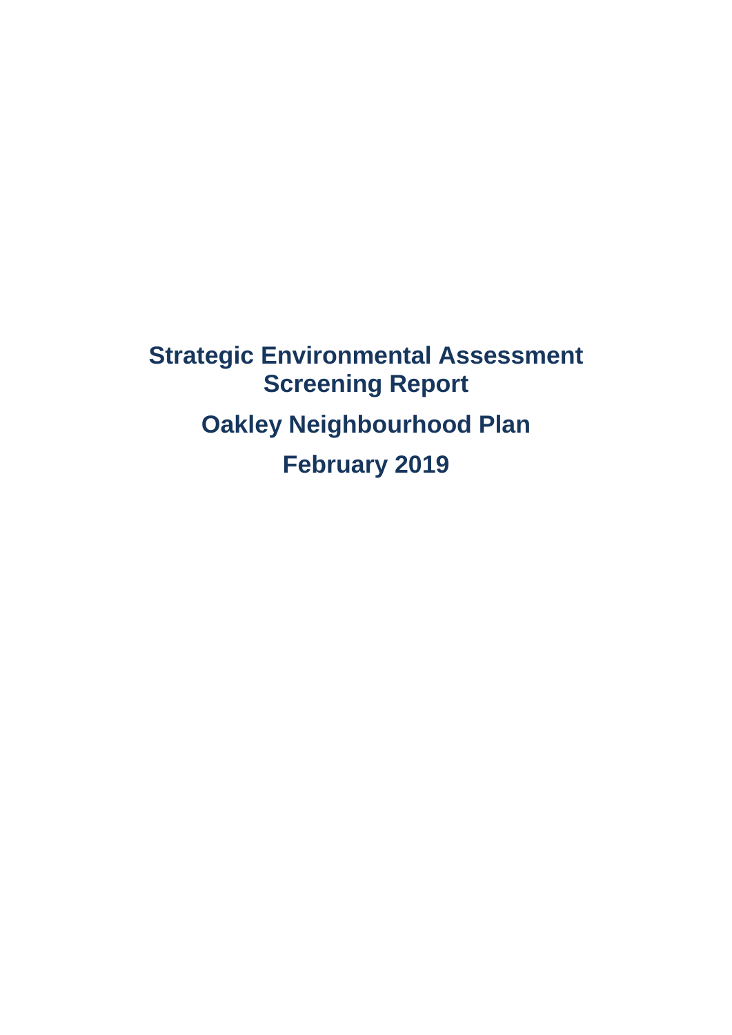# Strategic Environmental Assessment Screening Report

## Oakley Neighbourhood Plan

## February 2019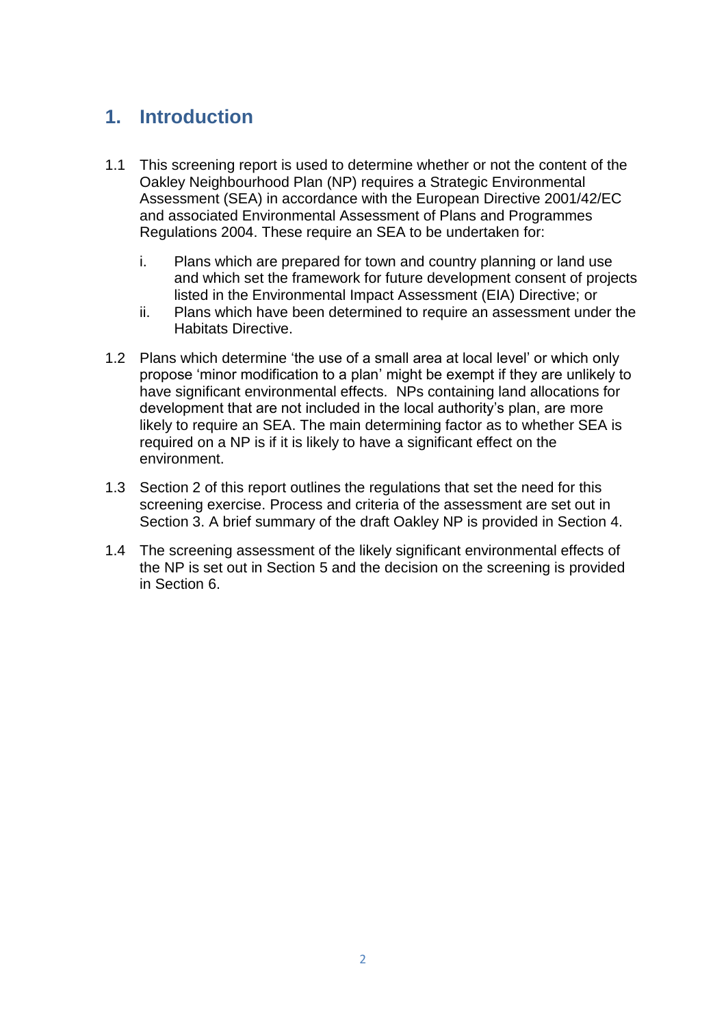# 1. Introduction

1.1 This screening report is used to determine whether or not the content of the Oakley Neighbourhood Plan (NP) requires a Strategic Environmental Assessment (SEA) in accordance with the European Directive 2001/42/EC and associated Environmental Assessment of Plans and Programmes Regulations 2004. These require an SEA to be undertaken for:

   i. Plans which are prepared for town and country planning or land use and which set the framework for future development consent of projects listed in the Environmental Impact Assessment (EIA) Directive; or
   ii. Plans which have been determined to require an assessment under the Habitats Directive.

1.2 Plans which determine 'the use of a small area at local level' or which only propose 'minor modification to a plan' might be exempt if they are unlikely to have significant environmental effects. NPs containing land allocations for development that are not included in the local authority's plan, are more likely to require an SEA. The main determining factor as to whether SEA is required on a NP is if it is likely to have a significant effect on the environment.

1.3 Section 2 of this report outlines the regulations that set the need for this screening exercise. Process and criteria of the assessment are set out in Section 3. A brief summary of the draft Oakley NP is provided in Section 4.

1.4 The screening assessment of the likely significant environmental effects of the NP is set out in Section 5 and the decision on the screening is provided in Section 6.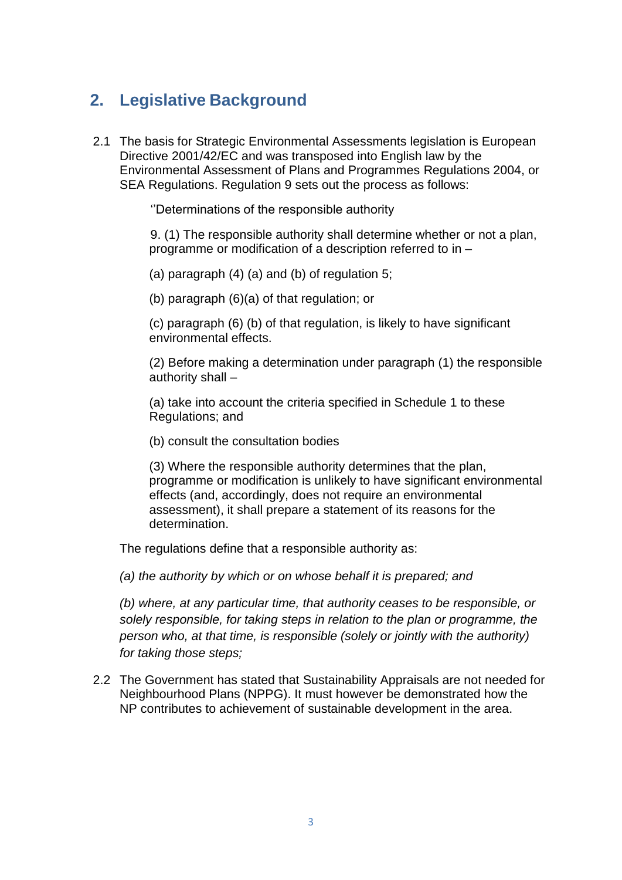## 2. Legislative Background

2.1 The basis for Strategic Environmental Assessments legislation is European Directive 2001/42/EC and was transposed into English law by the Environmental Assessment of Plans and Programmes Regulations 2004, or SEA Regulations. Regulation 9 sets out the process as follows:

> ''Determinations of the responsible authority
>
> 9. (1) The responsible authority shall determine whether or not a plan, programme or modification of a description referred to in –
>
> (a) paragraph (4) (a) and (b) of regulation 5;
>
> (b) paragraph (6)(a) of that regulation; or
>
> (c) paragraph (6) (b) of that regulation, is likely to have significant environmental effects.
>
> (2) Before making a determination under paragraph (1) the responsible authority shall –
>
> (a) take into account the criteria specified in Schedule 1 to these Regulations; and
>
> (b) consult the consultation bodies
>
> (3) Where the responsible authority determines that the plan, programme or modification is unlikely to have significant environmental effects (and, accordingly, does not require an environmental assessment), it shall prepare a statement of its reasons for the determination.

The regulations define that a responsible authority as:

*(a) the authority by which or on whose behalf it is prepared; and*

*(b) where, at any particular time, that authority ceases to be responsible, or solely responsible, for taking steps in relation to the plan or programme, the person who, at that time, is responsible (solely or jointly with the authority) for taking those steps;*

2.2 The Government has stated that Sustainability Appraisals are not needed for Neighbourhood Plans (NPPG). It must however be demonstrated how the NP contributes to achievement of sustainable development in the area.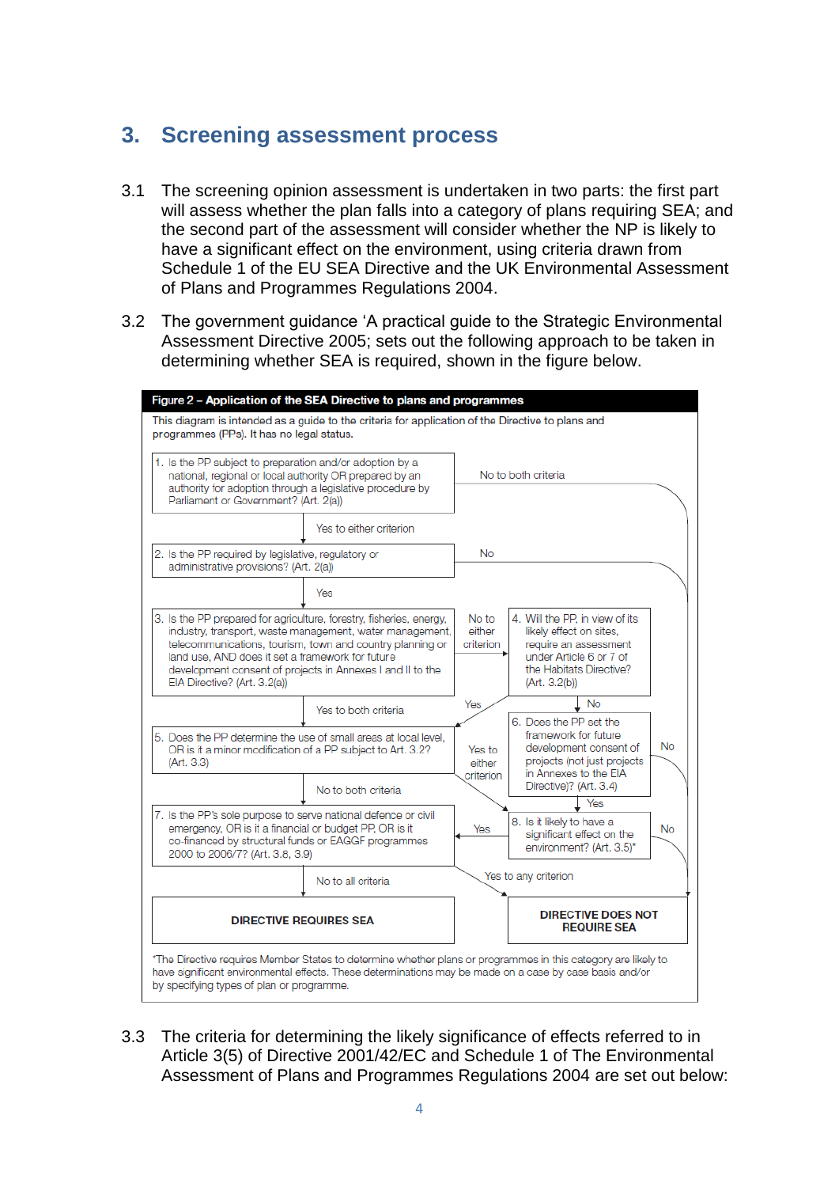## 3. Screening assessment process

3.1 The screening opinion assessment is undertaken in two parts: the first part will assess whether the plan falls into a category of plans requiring SEA; and the second part of the assessment will consider whether the NP is likely to have a significant effect on the environment, using criteria drawn from Schedule 1 of the EU SEA Directive and the UK Environmental Assessment of Plans and Programmes Regulations 2004.

3.2 The government guidance 'A practical guide to the Strategic Environmental Assessment Directive 2005; sets out the following approach to be taken in determining whether SEA is required, shown in the figure below.

**Figure 2 – Application of the SEA Directive to plans and programmes**

This diagram is intended as a guide to the criteria for application of the Directive to plans and programmes (PPs). It has no legal status.

1. Is the PP subject to preparation and/or adoption by a national, regional or local authority OR prepared by an authority for adoption through a legislative procedure by Parliament or Government? (Art. 2(a))
   - No to both criteria → DIRECTIVE DOES NOT REQUIRE SEA
   - Yes to either criterion → 2
2. Is the PP required by legislative, regulatory or administrative provisions? (Art. 2(a))
   - No → DIRECTIVE DOES NOT REQUIRE SEA
   - Yes → 3
3. Is the PP prepared for agriculture, forestry, fisheries, energy, industry, transport, waste management, water management, telecommunications, tourism, town and country planning or land use, AND does it set a framework for future development consent of projects in Annexes I and II to the EIA Directive? (Art. 3.2(a))
   - No to either criterion → 4
   - Yes to both criteria → 5
4. Will the PP, in view of its likely effect on sites, require an assessment under Article 6 or 7 of the Habitats Directive? (Art. 3.2(b))
   - Yes → 5
   - No → 6
5. Does the PP determine the use of small areas at local level, OR is it a minor modification of a PP subject to Art. 3.2? (Art. 3.3)
   - Yes to either criterion → 8
   - No to both criteria → 7
6. Does the PP set the framework for future development consent of projects (not just projects in Annexes to the EIA Directive)? (Art. 3.4)
   - No → DIRECTIVE DOES NOT REQUIRE SEA
   - Yes → 8
7. Is the PP's sole purpose to serve national defence or civil emergency, OR is it a financial or budget PP, OR is it co-financed by structural funds or EAGGF programmes 2000 to 2006/7? (Art. 3.8, 3.9)
   - Yes to any criterion → DIRECTIVE DOES NOT REQUIRE SEA
   - No to all criteria → DIRECTIVE REQUIRES SEA
8. Is it likely to have a significant effect on the environment? (Art. 3.5)*
   - Yes → 7
   - No → DIRECTIVE DOES NOT REQUIRE SEA

**DIRECTIVE REQUIRES SEA** | **DIRECTIVE DOES NOT REQUIRE SEA**

*The Directive requires Member States to determine whether plans or programmes in this category are likely to have significant environmental effects. These determinations may be made on a case by case basis and/or by specifying types of plan or programme.

3.3 The criteria for determining the likely significance of effects referred to in Article 3(5) of Directive 2001/42/EC and Schedule 1 of The Environmental Assessment of Plans and Programmes Regulations 2004 are set out below: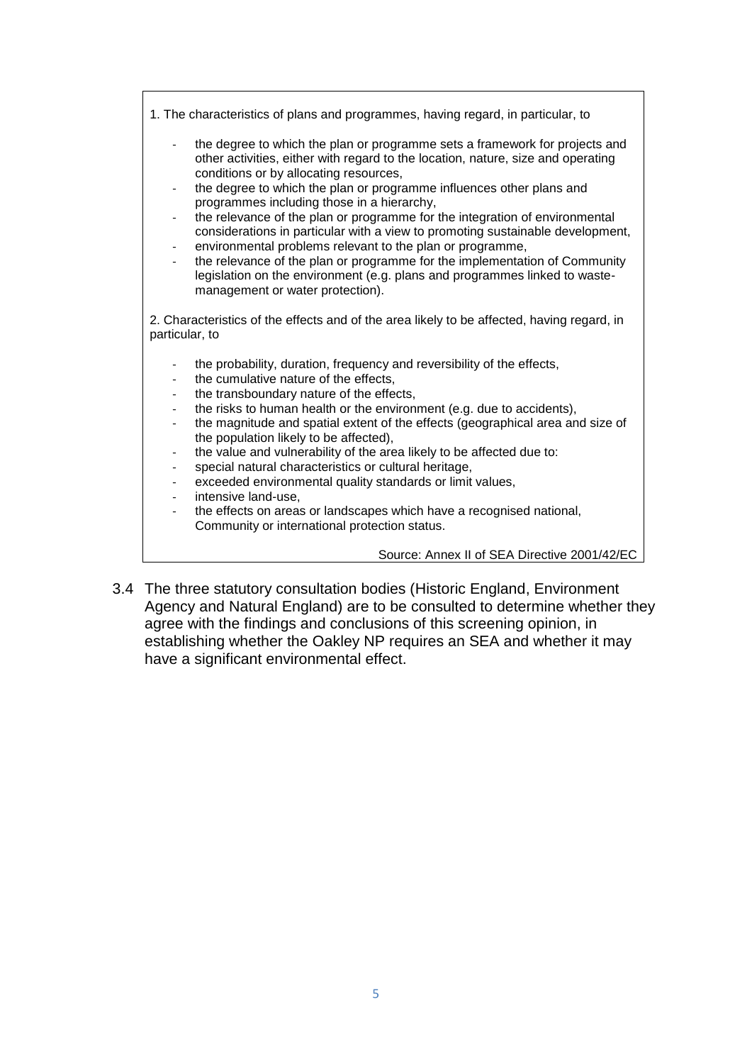1. The characteristics of plans and programmes, having regard, in particular, to

- the degree to which the plan or programme sets a framework for projects and other activities, either with regard to the location, nature, size and operating conditions or by allocating resources,
- the degree to which the plan or programme influences other plans and programmes including those in a hierarchy,
- the relevance of the plan or programme for the integration of environmental considerations in particular with a view to promoting sustainable development,
- environmental problems relevant to the plan or programme,
- the relevance of the plan or programme for the implementation of Community legislation on the environment (e.g. plans and programmes linked to waste-management or water protection).

2. Characteristics of the effects and of the area likely to be affected, having regard, in particular, to

- the probability, duration, frequency and reversibility of the effects,
- the cumulative nature of the effects,
- the transboundary nature of the effects,
- the risks to human health or the environment (e.g. due to accidents),
- the magnitude and spatial extent of the effects (geographical area and size of the population likely to be affected),
- the value and vulnerability of the area likely to be affected due to:
- special natural characteristics or cultural heritage,
- exceeded environmental quality standards or limit values,
- intensive land-use,
- the effects on areas or landscapes which have a recognised national, Community or international protection status.

Source: Annex II of SEA Directive 2001/42/EC

3.4 The three statutory consultation bodies (Historic England, Environment Agency and Natural England) are to be consulted to determine whether they agree with the findings and conclusions of this screening opinion, in establishing whether the Oakley NP requires an SEA and whether it may have a significant environmental effect.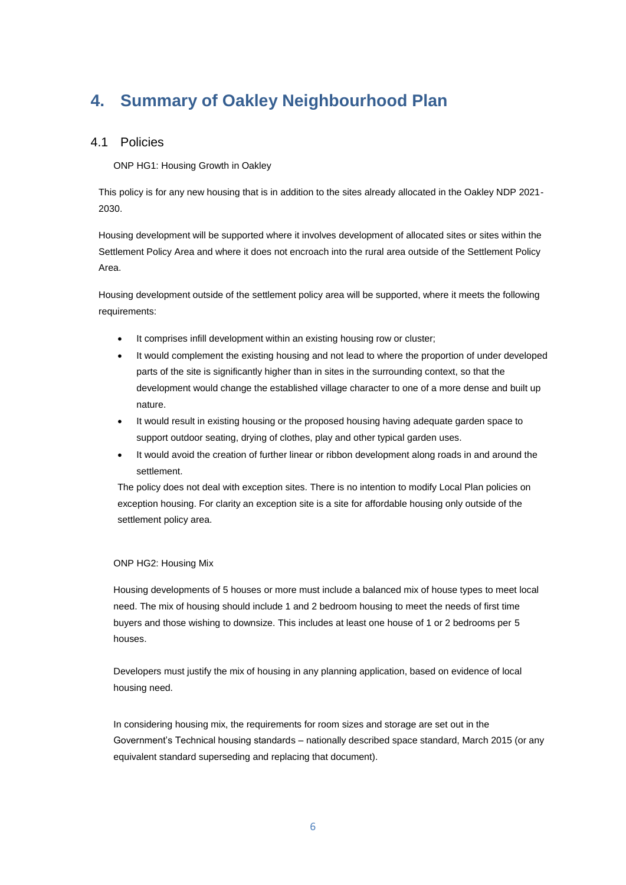# 4. Summary of Oakley Neighbourhood Plan

## 4.1 Policies

ONP HG1: Housing Growth in Oakley

This policy is for any new housing that is in addition to the sites already allocated in the Oakley NDP 2021-2030.

Housing development will be supported where it involves development of allocated sites or sites within the Settlement Policy Area and where it does not encroach into the rural area outside of the Settlement Policy Area.

Housing development outside of the settlement policy area will be supported, where it meets the following requirements:

- It comprises infill development within an existing housing row or cluster;
- It would complement the existing housing and not lead to where the proportion of under developed parts of the site is significantly higher than in sites in the surrounding context, so that the development would change the established village character to one of a more dense and built up nature.
- It would result in existing housing or the proposed housing having adequate garden space to support outdoor seating, drying of clothes, play and other typical garden uses.
- It would avoid the creation of further linear or ribbon development along roads in and around the settlement.

The policy does not deal with exception sites. There is no intention to modify Local Plan policies on exception housing. For clarity an exception site is a site for affordable housing only outside of the settlement policy area.

ONP HG2: Housing Mix

Housing developments of 5 houses or more must include a balanced mix of house types to meet local need. The mix of housing should include 1 and 2 bedroom housing to meet the needs of first time buyers and those wishing to downsize. This includes at least one house of 1 or 2 bedrooms per 5 houses.

Developers must justify the mix of housing in any planning application, based on evidence of local housing need.

In considering housing mix, the requirements for room sizes and storage are set out in the Government's Technical housing standards – nationally described space standard, March 2015 (or any equivalent standard superseding and replacing that document).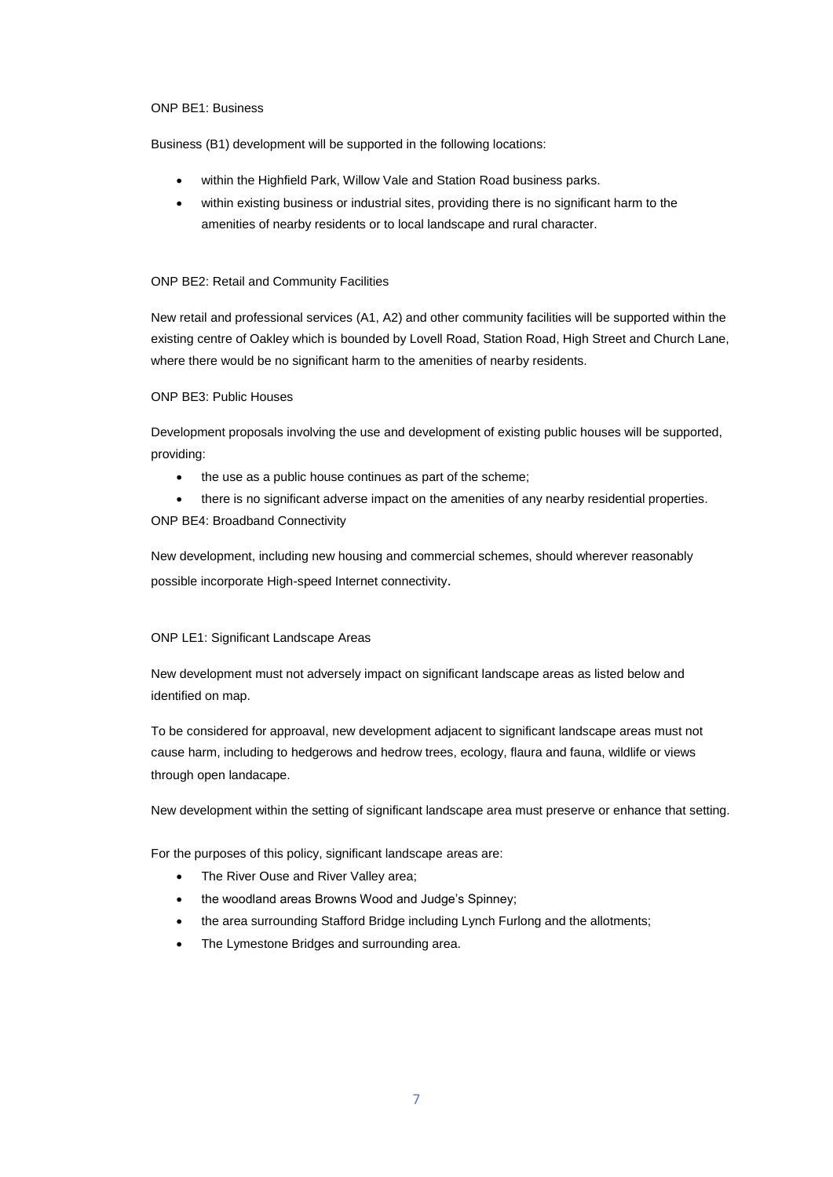ONP BE1: Business

Business (B1) development will be supported in the following locations:

- within the Highfield Park, Willow Vale and Station Road business parks.
- within existing business or industrial sites, providing there is no significant harm to the amenities of nearby residents or to local landscape and rural character.

ONP BE2: Retail and Community Facilities

New retail and professional services (A1, A2) and other community facilities will be supported within the existing centre of Oakley which is bounded by Lovell Road, Station Road, High Street and Church Lane, where there would be no significant harm to the amenities of nearby residents.

ONP BE3: Public Houses

Development proposals involving the use and development of existing public houses will be supported, providing:

- the use as a public house continues as part of the scheme;
- there is no significant adverse impact on the amenities of any nearby residential properties.

ONP BE4: Broadband Connectivity

New development, including new housing and commercial schemes, should wherever reasonably possible incorporate High-speed Internet connectivity.

ONP LE1: Significant Landscape Areas

New development must not adversely impact on significant landscape areas as listed below and identified on map.

To be considered for approaval, new development adjacent to significant landscape areas must not cause harm, including to hedgerows and hedrow trees, ecology, flaura and fauna, wildlife or views through open landacape.

New development within the setting of significant landscape area must preserve or enhance that setting.

For the purposes of this policy, significant landscape areas are:

- The River Ouse and River Valley area;
- the woodland areas Browns Wood and Judge's Spinney;
- the area surrounding Stafford Bridge including Lynch Furlong and the allotments;
- The Lymestone Bridges and surrounding area.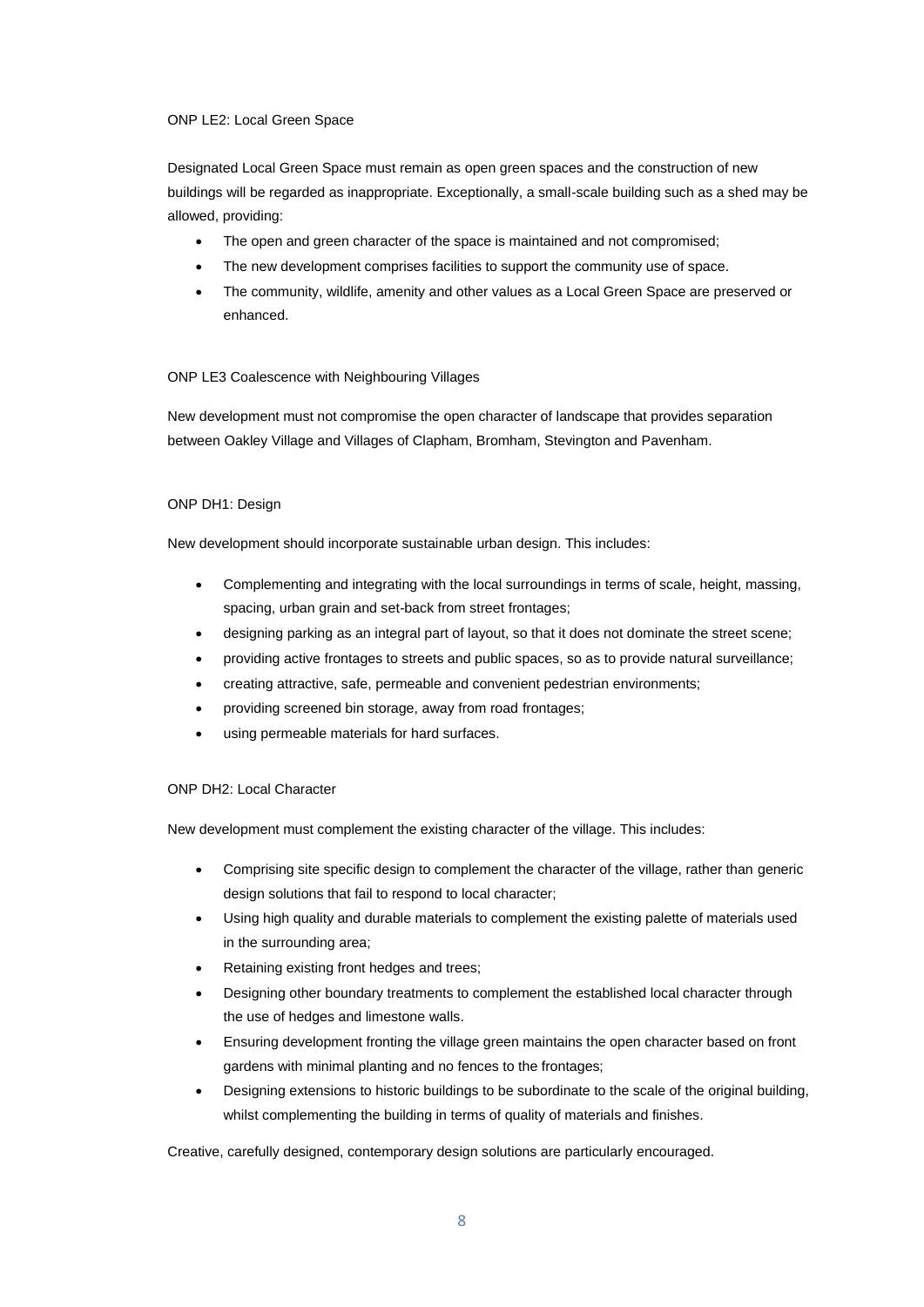### ONP LE2: Local Green Space

Designated Local Green Space must remain as open green spaces and the construction of new buildings will be regarded as inappropriate. Exceptionally, a small-scale building such as a shed may be allowed, providing:

- The open and green character of the space is maintained and not compromised;
- The new development comprises facilities to support the community use of space.
- The community, wildlife, amenity and other values as a Local Green Space are preserved or enhanced.

### ONP LE3 Coalescence with Neighbouring Villages

New development must not compromise the open character of landscape that provides separation between Oakley Village and Villages of Clapham, Bromham, Stevington and Pavenham.

### ONP DH1: Design

New development should incorporate sustainable urban design. This includes:

- Complementing and integrating with the local surroundings in terms of scale, height, massing, spacing, urban grain and set-back from street frontages;
- designing parking as an integral part of layout, so that it does not dominate the street scene;
- providing active frontages to streets and public spaces, so as to provide natural surveillance;
- creating attractive, safe, permeable and convenient pedestrian environments;
- providing screened bin storage, away from road frontages;
- using permeable materials for hard surfaces.

### ONP DH2: Local Character

New development must complement the existing character of the village. This includes:

- Comprising site specific design to complement the character of the village, rather than generic design solutions that fail to respond to local character;
- Using high quality and durable materials to complement the existing palette of materials used in the surrounding area;
- Retaining existing front hedges and trees;
- Designing other boundary treatments to complement the established local character through the use of hedges and limestone walls.
- Ensuring development fronting the village green maintains the open character based on front gardens with minimal planting and no fences to the frontages;
- Designing extensions to historic buildings to be subordinate to the scale of the original building, whilst complementing the building in terms of quality of materials and finishes.

Creative, carefully designed, contemporary design solutions are particularly encouraged.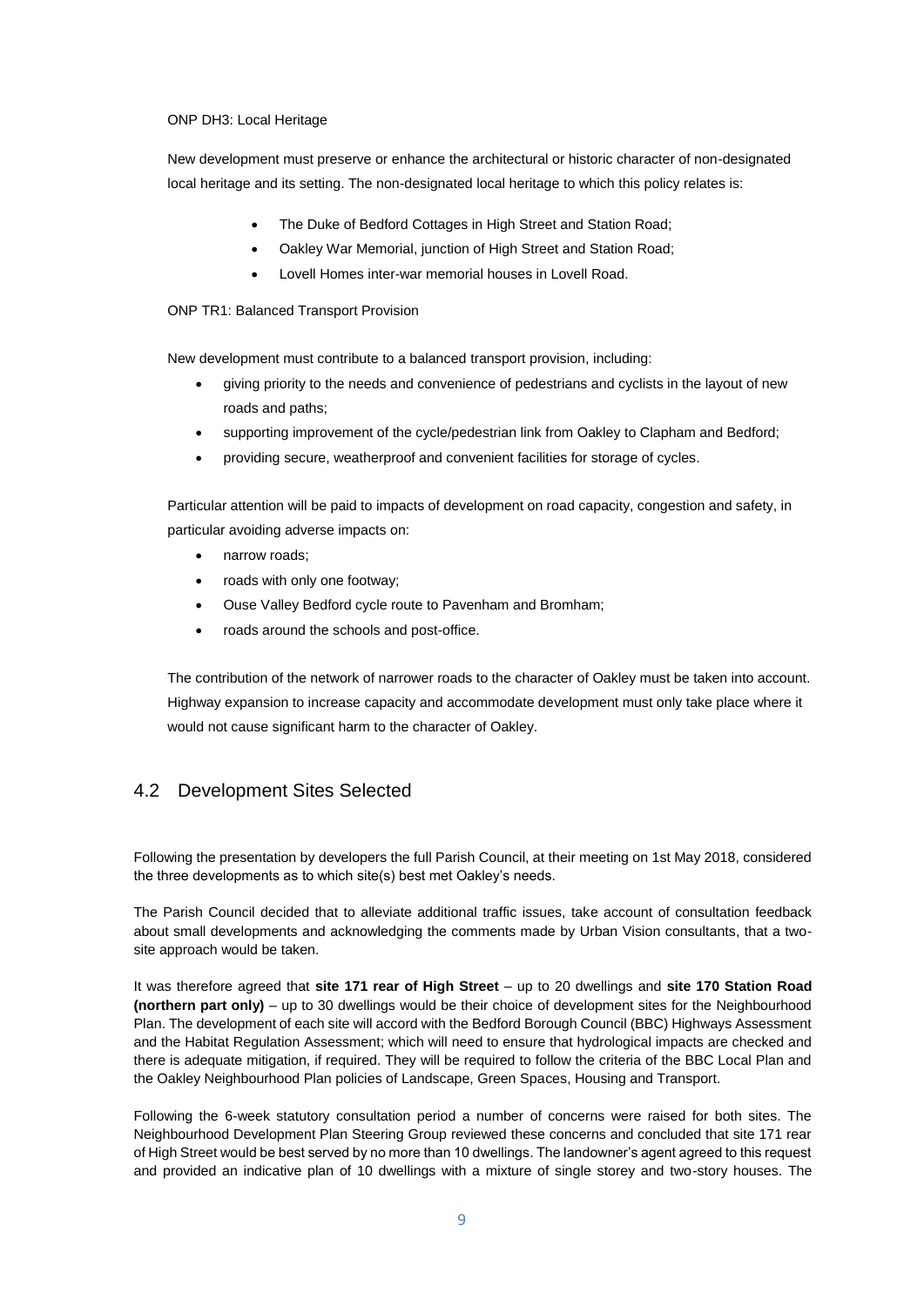ONP DH3: Local Heritage

New development must preserve or enhance the architectural or historic character of non-designated local heritage and its setting. The non-designated local heritage to which this policy relates is:

- The Duke of Bedford Cottages in High Street and Station Road;
- Oakley War Memorial, junction of High Street and Station Road;
- Lovell Homes inter-war memorial houses in Lovell Road.

ONP TR1: Balanced Transport Provision

New development must contribute to a balanced transport provision, including:

- giving priority to the needs and convenience of pedestrians and cyclists in the layout of new roads and paths;
- supporting improvement of the cycle/pedestrian link from Oakley to Clapham and Bedford;
- providing secure, weatherproof and convenient facilities for storage of cycles.

Particular attention will be paid to impacts of development on road capacity, congestion and safety, in particular avoiding adverse impacts on:

- narrow roads;
- roads with only one footway;
- Ouse Valley Bedford cycle route to Pavenham and Bromham;
- roads around the schools and post-office.

The contribution of the network of narrower roads to the character of Oakley must be taken into account. Highway expansion to increase capacity and accommodate development must only take place where it would not cause significant harm to the character of Oakley.

## 4.2 Development Sites Selected

Following the presentation by developers the full Parish Council, at their meeting on 1st May 2018, considered the three developments as to which site(s) best met Oakley's needs.

The Parish Council decided that to alleviate additional traffic issues, take account of consultation feedback about small developments and acknowledging the comments made by Urban Vision consultants, that a two-site approach would be taken.

It was therefore agreed that **site 171 rear of High Street** – up to 20 dwellings and **site 170 Station Road (northern part only)** – up to 30 dwellings would be their choice of development sites for the Neighbourhood Plan. The development of each site will accord with the Bedford Borough Council (BBC) Highways Assessment and the Habitat Regulation Assessment; which will need to ensure that hydrological impacts are checked and there is adequate mitigation, if required. They will be required to follow the criteria of the BBC Local Plan and the Oakley Neighbourhood Plan policies of Landscape, Green Spaces, Housing and Transport.

Following the 6-week statutory consultation period a number of concerns were raised for both sites. The Neighbourhood Development Plan Steering Group reviewed these concerns and concluded that site 171 rear of High Street would be best served by no more than 10 dwellings. The landowner's agent agreed to this request and provided an indicative plan of 10 dwellings with a mixture of single storey and two-story houses. The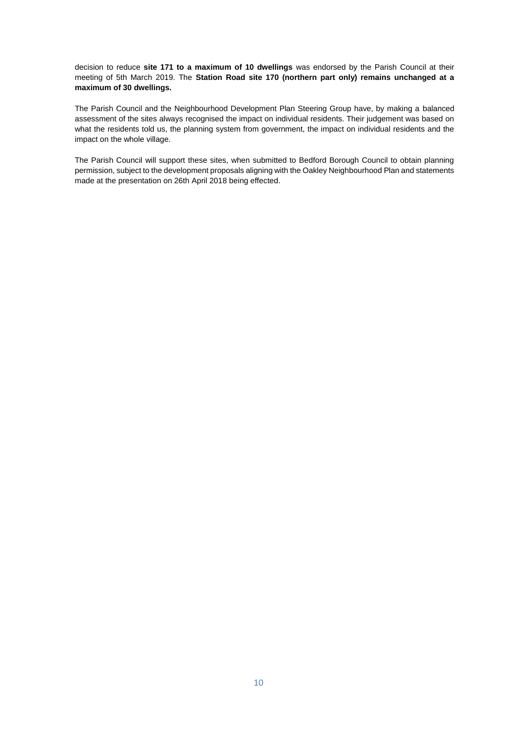decision to reduce **site 171 to a maximum of 10 dwellings** was endorsed by the Parish Council at their meeting of 5th March 2019. The **Station Road site 170 (northern part only) remains unchanged at a maximum of 30 dwellings.**

The Parish Council and the Neighbourhood Development Plan Steering Group have, by making a balanced assessment of the sites always recognised the impact on individual residents. Their judgement was based on what the residents told us, the planning system from government, the impact on individual residents and the impact on the whole village.

The Parish Council will support these sites, when submitted to Bedford Borough Council to obtain planning permission, subject to the development proposals aligning with the Oakley Neighbourhood Plan and statements made at the presentation on 26th April 2018 being effected.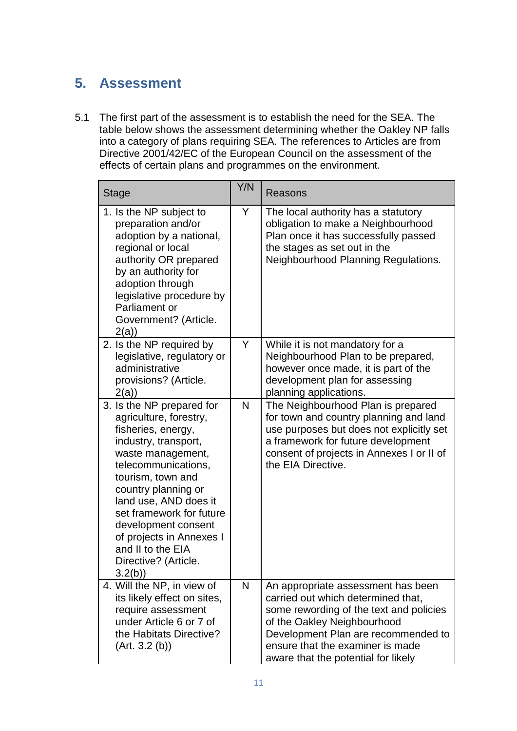## 5. Assessment

5.1 The first part of the assessment is to establish the need for the SEA. The table below shows the assessment determining whether the Oakley NP falls into a category of plans requiring SEA. The references to Articles are from Directive 2001/42/EC of the European Council on the assessment of the effects of certain plans and programmes on the environment.

| Stage | Y/N | Reasons |
|---|---|---|
| 1. Is the NP subject to preparation and/or adoption by a national, regional or local authority OR prepared by an authority for adoption through legislative procedure by Parliament or Government? (Article. 2(a)) | Y | The local authority has a statutory obligation to make a Neighbourhood Plan once it has successfully passed the stages as set out in the Neighbourhood Planning Regulations. |
| 2. Is the NP required by legislative, regulatory or administrative provisions? (Article. 2(a)) | Y | While it is not mandatory for a Neighbourhood Plan to be prepared, however once made, it is part of the development plan for assessing planning applications. |
| 3. Is the NP prepared for agriculture, forestry, fisheries, energy, industry, transport, waste management, telecommunications, tourism, town and country planning or land use, AND does it set framework for future development consent of projects in Annexes I and II to the EIA Directive? (Article. 3.2(b)) | N | The Neighbourhood Plan is prepared for town and country planning and land use purposes but does not explicitly set a framework for future development consent of projects in Annexes I or II of the EIA Directive. |
| 4. Will the NP, in view of its likely effect on sites, require assessment under Article 6 or 7 of the Habitats Directive? (Art. 3.2 (b)) | N | An appropriate assessment has been carried out which determined that, some rewording of the text and policies of the Oakley Neighbourhood Development Plan are recommended to ensure that the examiner is made aware that the potential for likely |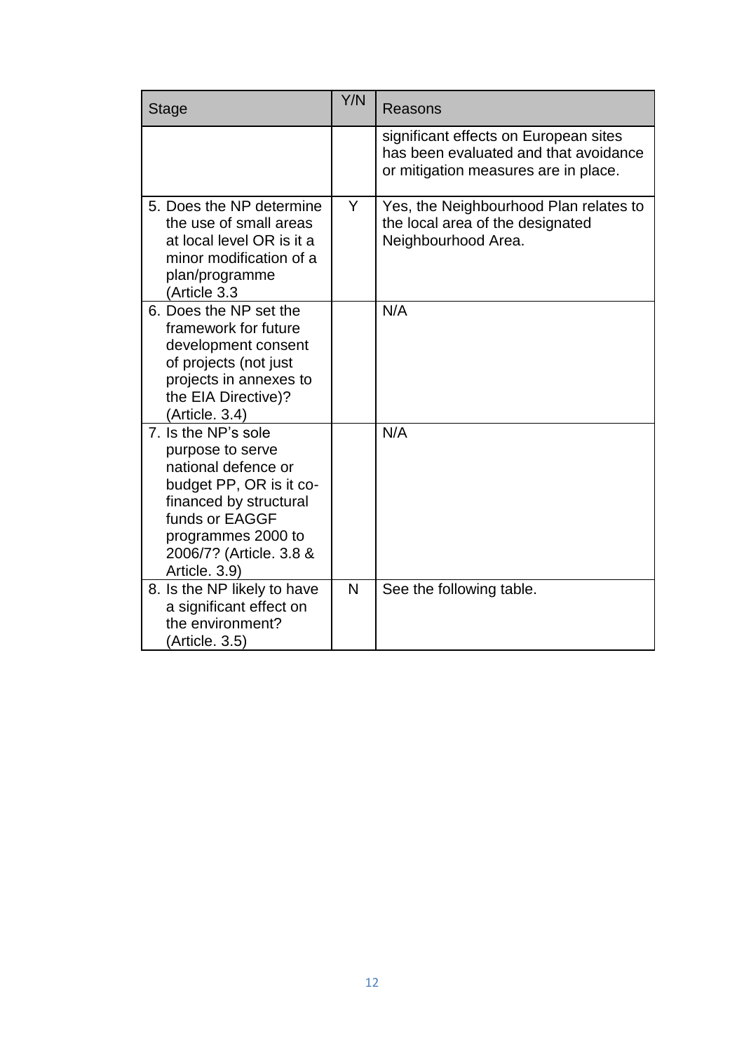| Stage | Y/N | Reasons |
| --- | --- | --- |
| | | significant effects on European sites has been evaluated and that avoidance or mitigation measures are in place. |
| 5. Does the NP determine the use of small areas at local level OR is it a minor modification of a plan/programme (Article 3.3 | Y | Yes, the Neighbourhood Plan relates to the local area of the designated Neighbourhood Area. |
| 6. Does the NP set the framework for future development consent of projects (not just projects in annexes to the EIA Directive)? (Article. 3.4) | | N/A |
| 7. Is the NP's sole purpose to serve national defence or budget PP, OR is it co-financed by structural funds or EAGGF programmes 2000 to 2006/7? (Article. 3.8 & Article. 3.9) | | N/A |
| 8. Is the NP likely to have a significant effect on the environment? (Article. 3.5) | N | See the following table. |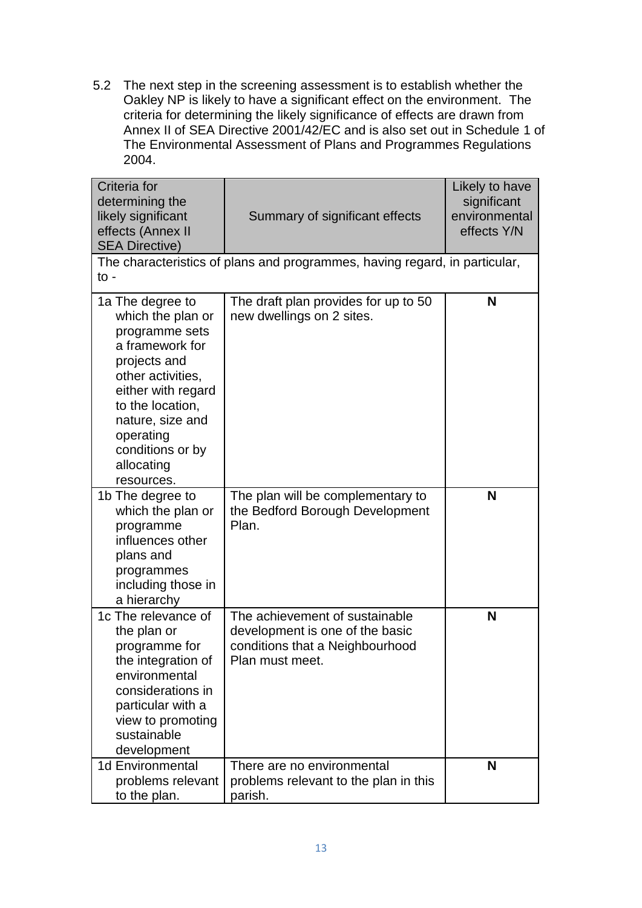5.2 The next step in the screening assessment is to establish whether the Oakley NP is likely to have a significant effect on the environment. The criteria for determining the likely significance of effects are drawn from Annex II of SEA Directive 2001/42/EC and is also set out in Schedule 1 of The Environmental Assessment of Plans and Programmes Regulations 2004.

| Criteria for determining the likely significant effects (Annex II SEA Directive) | Summary of significant effects | Likely to have significant environmental effects Y/N |
|---|---|---|
| The characteristics of plans and programmes, having regard, in particular, to - | | |
| 1a The degree to which the plan or programme sets a framework for projects and other activities, either with regard to the location, nature, size and operating conditions or by allocating resources. | The draft plan provides for up to 50 new dwellings on 2 sites. | **N** |
| 1b The degree to which the plan or programme influences other plans and programmes including those in a hierarchy | The plan will be complementary to the Bedford Borough Development Plan. | **N** |
| 1c The relevance of the plan or programme for the integration of environmental considerations in particular with a view to promoting sustainable development | The achievement of sustainable development is one of the basic conditions that a Neighbourhood Plan must meet. | **N** |
| 1d Environmental problems relevant to the plan. | There are no environmental problems relevant to the plan in this parish. | **N** |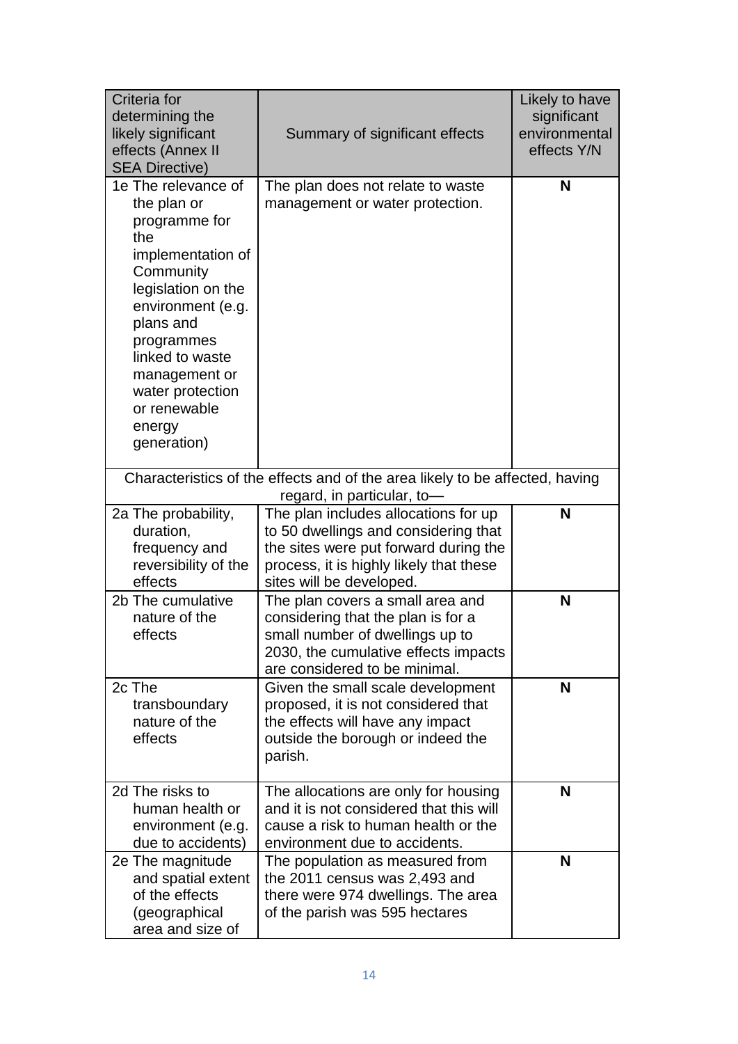| Criteria for determining the likely significant effects (Annex II SEA Directive) | Summary of significant effects | Likely to have significant environmental effects Y/N |
|---|---|---|
| 1e The relevance of the plan or programme for the implementation of Community legislation on the environment (e.g. plans and programmes linked to waste management or water protection or renewable energy generation) | The plan does not relate to waste management or water protection. | **N** |
| Characteristics of the effects and of the area likely to be affected, having regard, in particular, to— | | |
| 2a The probability, duration, frequency and reversibility of the effects | The plan includes allocations for up to 50 dwellings and considering that the sites were put forward during the process, it is highly likely that these sites will be developed. | **N** |
| 2b The cumulative nature of the effects | The plan covers a small area and considering that the plan is for a small number of dwellings up to 2030, the cumulative effects impacts are considered to be minimal. | **N** |
| 2c The transboundary nature of the effects | Given the small scale development proposed, it is not considered that the effects will have any impact outside the borough or indeed the parish. | **N** |
| 2d The risks to human health or environment (e.g. due to accidents) | The allocations are only for housing and it is not considered that this will cause a risk to human health or the environment due to accidents. | **N** |
| 2e The magnitude and spatial extent of the effects (geographical area and size of | The population as measured from the 2011 census was 2,493 and there were 974 dwellings. The area of the parish was 595 hectares | **N** |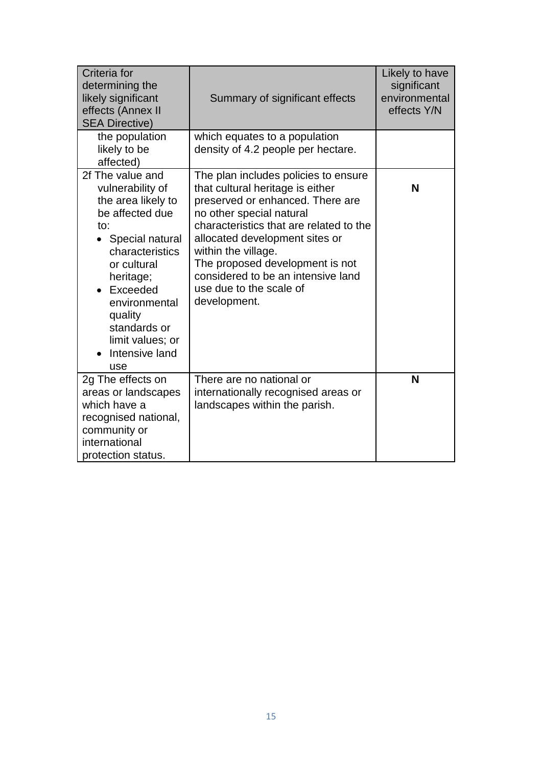| Criteria for determining the likely significant effects (Annex II SEA Directive) | Summary of significant effects | Likely to have significant environmental effects Y/N |
|---|---|---|
| the population likely to be affected) | which equates to a population density of 4.2 people per hectare. | |
| 2f The value and vulnerability of the area likely to be affected due to: <br>• Special natural characteristics or cultural heritage; <br>• Exceeded environmental quality standards or limit values; or <br>• Intensive land use | The plan includes policies to ensure that cultural heritage is either preserved or enhanced. There are no other special natural characteristics that are related to the allocated development sites or within the village. <br>The proposed development is not considered to be an intensive land use due to the scale of development. | **N** |
| 2g The effects on areas or landscapes which have a recognised national, community or international protection status. | There are no national or internationally recognised areas or landscapes within the parish. | **N** |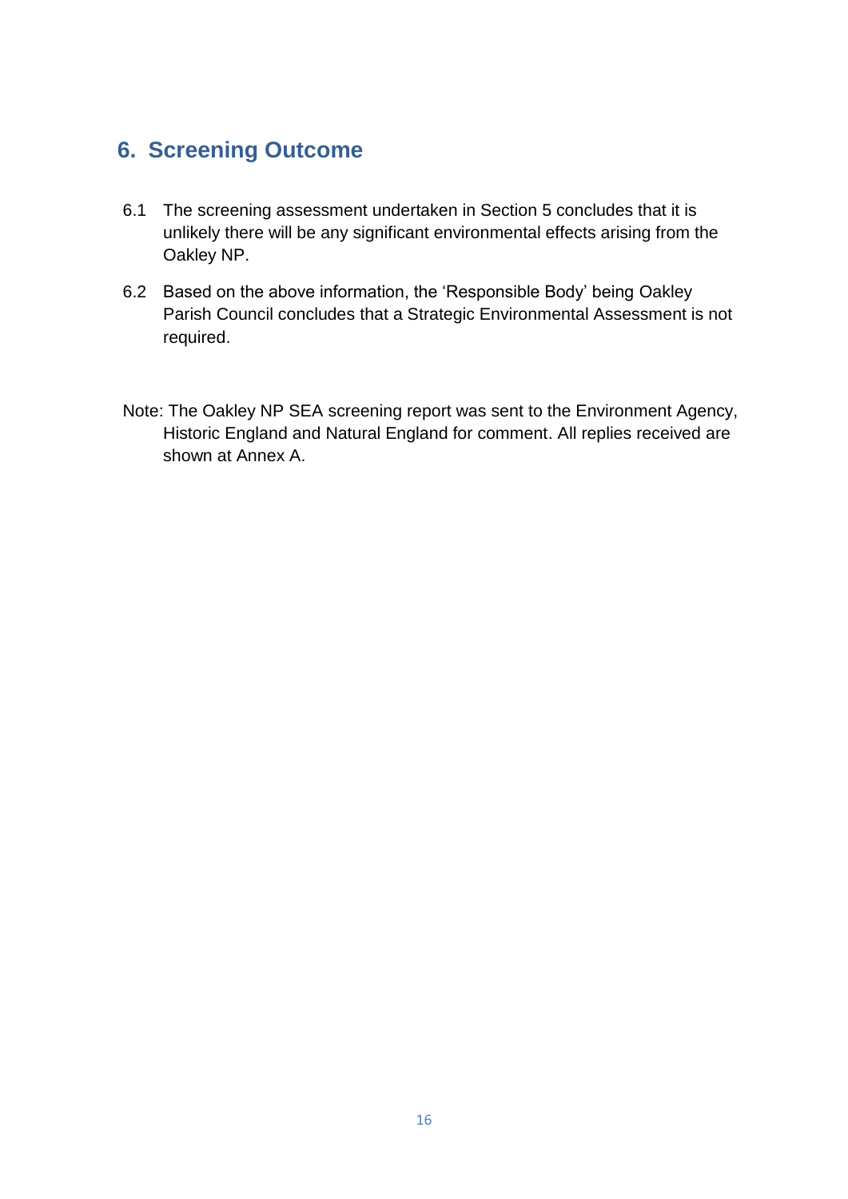## 6. Screening Outcome

6.1 The screening assessment undertaken in Section 5 concludes that it is unlikely there will be any significant environmental effects arising from the Oakley NP.

6.2 Based on the above information, the 'Responsible Body' being Oakley Parish Council concludes that a Strategic Environmental Assessment is not required.

Note: The Oakley NP SEA screening report was sent to the Environment Agency, Historic England and Natural England for comment. All replies received are shown at Annex A.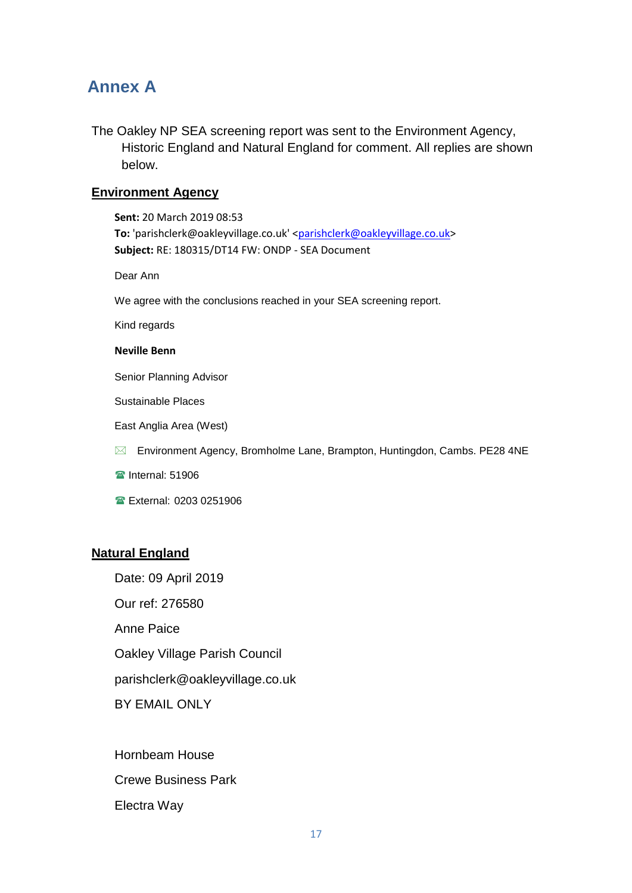## Annex A

The Oakley NP SEA screening report was sent to the Environment Agency, Historic England and Natural England for comment. All replies are shown below.

**Environment Agency**

**Sent:** 20 March 2019 08:53
**To:** 'parishclerk@oakleyvillage.co.uk' <parishclerk@oakleyvillage.co.uk>
**Subject:** RE: 180315/DT14 FW: ONDP - SEA Document

Dear Ann

We agree with the conclusions reached in your SEA screening report.

Kind regards

**Neville Benn**

Senior Planning Advisor

Sustainable Places

East Anglia Area (West)

✉ Environment Agency, Bromholme Lane, Brampton, Huntingdon, Cambs. PE28 4NE

☎ Internal: 51906

☎ External: 0203 0251906

**Natural England**

Date: 09 April 2019

Our ref: 276580

Anne Paice

Oakley Village Parish Council

parishclerk@oakleyvillage.co.uk

BY EMAIL ONLY

Hornbeam House

Crewe Business Park

Electra Way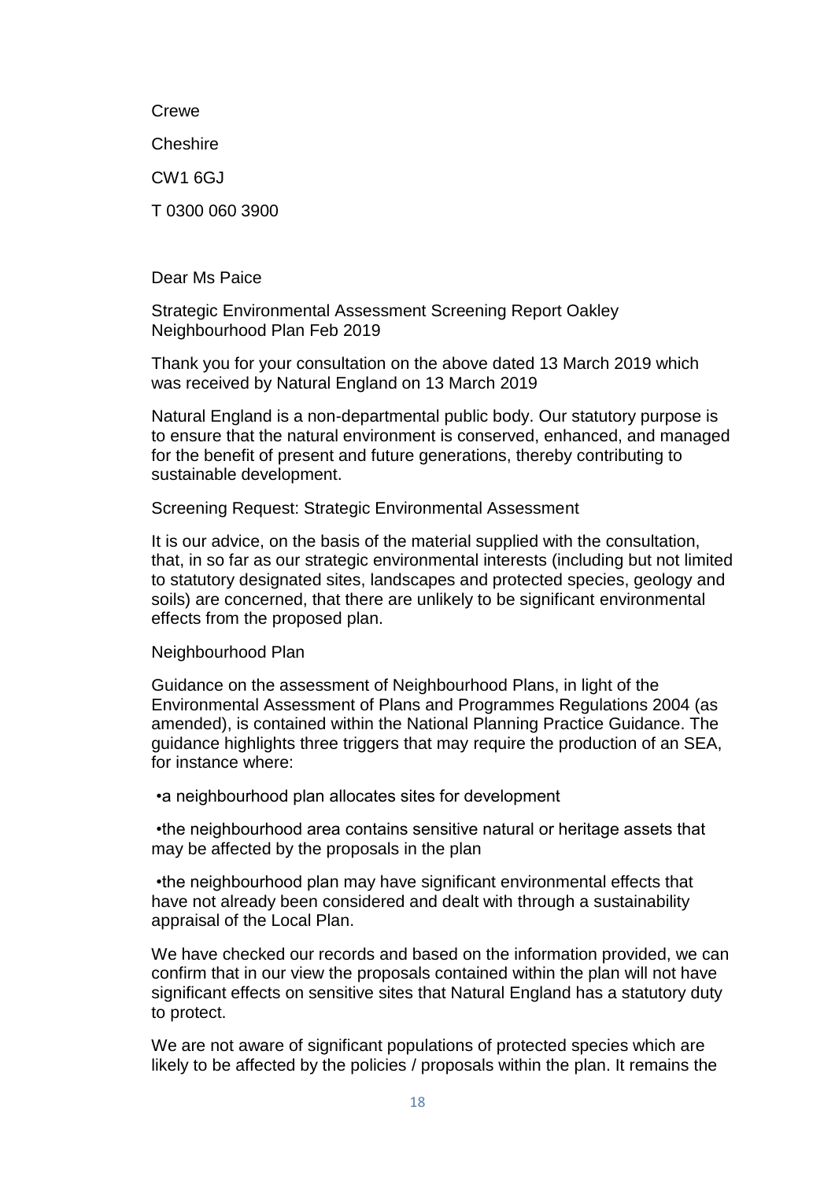Crewe

Cheshire

CW1 6GJ

T 0300 060 3900

Dear Ms Paice

Strategic Environmental Assessment Screening Report Oakley Neighbourhood Plan Feb 2019

Thank you for your consultation on the above dated 13 March 2019 which was received by Natural England on 13 March 2019

Natural England is a non-departmental public body. Our statutory purpose is to ensure that the natural environment is conserved, enhanced, and managed for the benefit of present and future generations, thereby contributing to sustainable development.

Screening Request: Strategic Environmental Assessment

It is our advice, on the basis of the material supplied with the consultation, that, in so far as our strategic environmental interests (including but not limited to statutory designated sites, landscapes and protected species, geology and soils) are concerned, that there are unlikely to be significant environmental effects from the proposed plan.

Neighbourhood Plan

Guidance on the assessment of Neighbourhood Plans, in light of the Environmental Assessment of Plans and Programmes Regulations 2004 (as amended), is contained within the National Planning Practice Guidance. The guidance highlights three triggers that may require the production of an SEA, for instance where:

- a neighbourhood plan allocates sites for development
- the neighbourhood area contains sensitive natural or heritage assets that may be affected by the proposals in the plan
- the neighbourhood plan may have significant environmental effects that have not already been considered and dealt with through a sustainability appraisal of the Local Plan.

We have checked our records and based on the information provided, we can confirm that in our view the proposals contained within the plan will not have significant effects on sensitive sites that Natural England has a statutory duty to protect.

We are not aware of significant populations of protected species which are likely to be affected by the policies / proposals within the plan. It remains the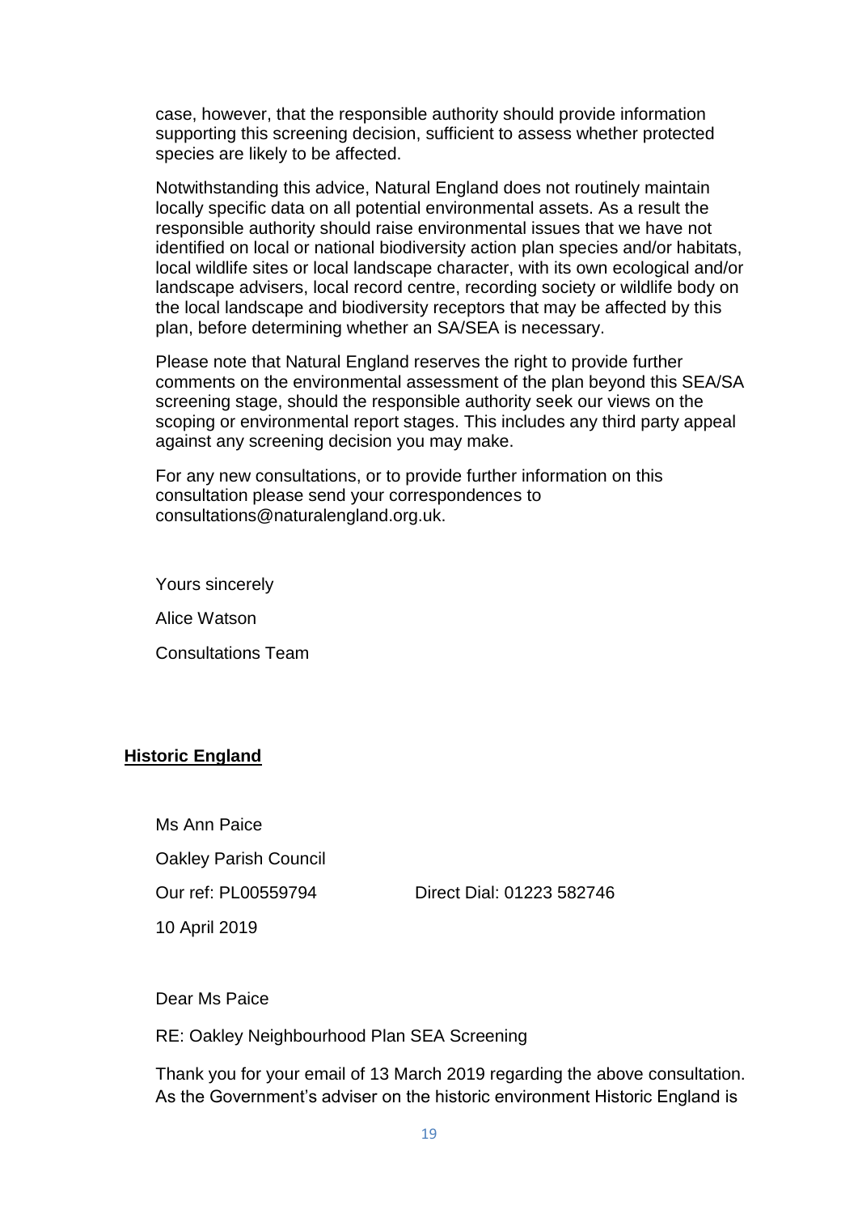case, however, that the responsible authority should provide information supporting this screening decision, sufficient to assess whether protected species are likely to be affected.

Notwithstanding this advice, Natural England does not routinely maintain locally specific data on all potential environmental assets. As a result the responsible authority should raise environmental issues that we have not identified on local or national biodiversity action plan species and/or habitats, local wildlife sites or local landscape character, with its own ecological and/or landscape advisers, local record centre, recording society or wildlife body on the local landscape and biodiversity receptors that may be affected by this plan, before determining whether an SA/SEA is necessary.

Please note that Natural England reserves the right to provide further comments on the environmental assessment of the plan beyond this SEA/SA screening stage, should the responsible authority seek our views on the scoping or environmental report stages. This includes any third party appeal against any screening decision you may make.

For any new consultations, or to provide further information on this consultation please send your correspondences to consultations@naturalengland.org.uk.

Yours sincerely

Alice Watson

Consultations Team

**Historic England**

Ms Ann Paice

Oakley Parish Council

Our ref: PL00559794 Direct Dial: 01223 582746

10 April 2019

Dear Ms Paice

RE: Oakley Neighbourhood Plan SEA Screening

Thank you for your email of 13 March 2019 regarding the above consultation. As the Government's adviser on the historic environment Historic England is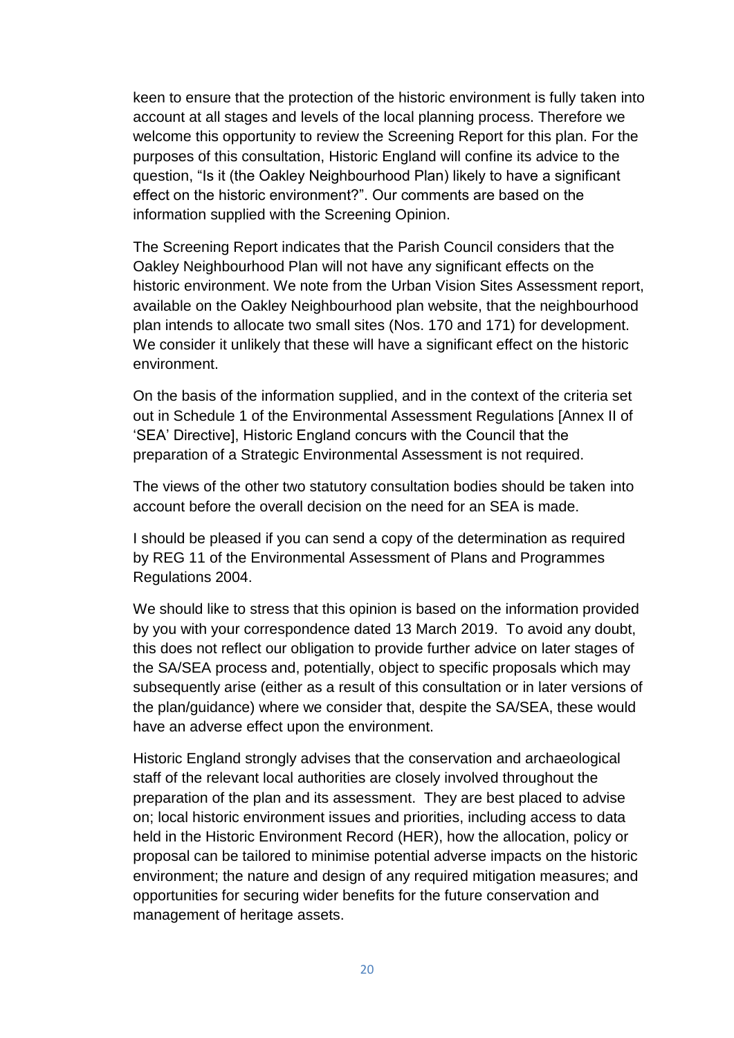keen to ensure that the protection of the historic environment is fully taken into account at all stages and levels of the local planning process. Therefore we welcome this opportunity to review the Screening Report for this plan. For the purposes of this consultation, Historic England will confine its advice to the question, "Is it (the Oakley Neighbourhood Plan) likely to have a significant effect on the historic environment?". Our comments are based on the information supplied with the Screening Opinion.

The Screening Report indicates that the Parish Council considers that the Oakley Neighbourhood Plan will not have any significant effects on the historic environment. We note from the Urban Vision Sites Assessment report, available on the Oakley Neighbourhood plan website, that the neighbourhood plan intends to allocate two small sites (Nos. 170 and 171) for development. We consider it unlikely that these will have a significant effect on the historic environment.

On the basis of the information supplied, and in the context of the criteria set out in Schedule 1 of the Environmental Assessment Regulations [Annex II of 'SEA' Directive], Historic England concurs with the Council that the preparation of a Strategic Environmental Assessment is not required.

The views of the other two statutory consultation bodies should be taken into account before the overall decision on the need for an SEA is made.

I should be pleased if you can send a copy of the determination as required by REG 11 of the Environmental Assessment of Plans and Programmes Regulations 2004.

We should like to stress that this opinion is based on the information provided by you with your correspondence dated 13 March 2019. To avoid any doubt, this does not reflect our obligation to provide further advice on later stages of the SA/SEA process and, potentially, object to specific proposals which may subsequently arise (either as a result of this consultation or in later versions of the plan/guidance) where we consider that, despite the SA/SEA, these would have an adverse effect upon the environment.

Historic England strongly advises that the conservation and archaeological staff of the relevant local authorities are closely involved throughout the preparation of the plan and its assessment. They are best placed to advise on; local historic environment issues and priorities, including access to data held in the Historic Environment Record (HER), how the allocation, policy or proposal can be tailored to minimise potential adverse impacts on the historic environment; the nature and design of any required mitigation measures; and opportunities for securing wider benefits for the future conservation and management of heritage assets.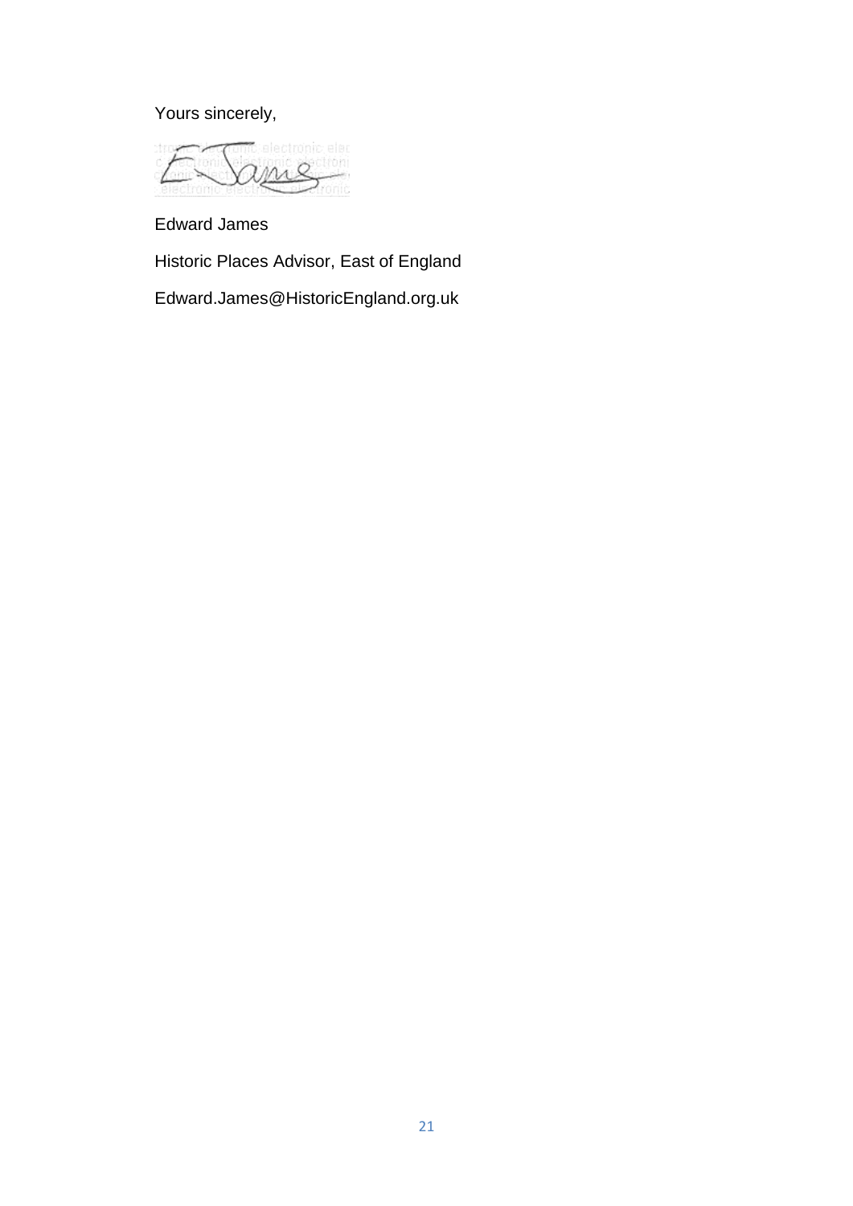Yours sincerely,

Edward James

Historic Places Advisor, East of England

Edward.James@HistoricEngland.org.uk